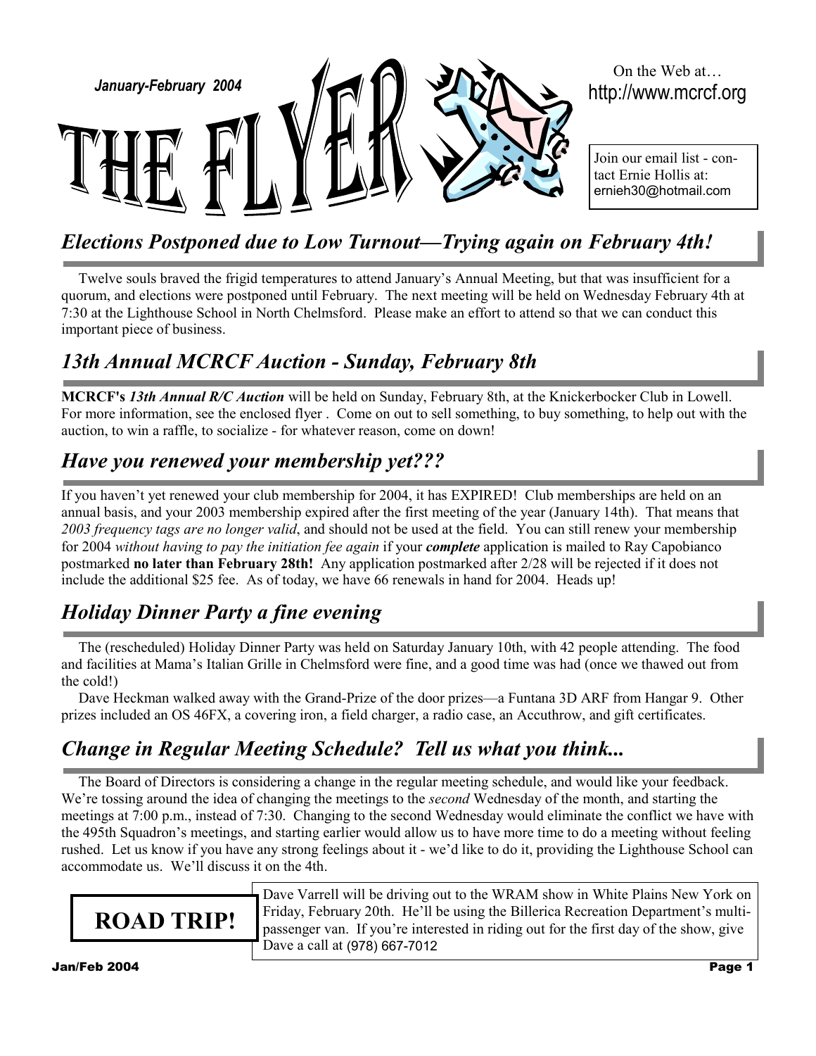*January-February 2004*

# THE FLYER

On the Web at…
http://www.mcrcf.org

Join our email list - contact Ernie Hollis at: ernieh30@hotmail.com

## *Elections Postponed due to Low Turnout—Trying again on February 4th!*

Twelve souls braved the frigid temperatures to attend January's Annual Meeting, but that was insufficient for a quorum, and elections were postponed until February. The next meeting will be held on Wednesday February 4th at 7:30 at the Lighthouse School in North Chelmsford. Please make an effort to attend so that we can conduct this important piece of business.

## *13th Annual MCRCF Auction - Sunday, February 8th*

**MCRCF's** ***13th Annual R/C Auction*** will be held on Sunday, February 8th, at the Knickerbocker Club in Lowell. For more information, see the enclosed flyer . Come on out to sell something, to buy something, to help out with the auction, to win a raffle, to socialize - for whatever reason, come on down!

## *Have you renewed your membership yet???*

If you haven't yet renewed your club membership for 2004, it has EXPIRED! Club memberships are held on an annual basis, and your 2003 membership expired after the first meeting of the year (January 14th). That means that *2003 frequency tags are no longer valid*, and should not be used at the field. You can still renew your membership for 2004 *without having to pay the initiation fee again* if your ***complete*** application is mailed to Ray Capobianco postmarked **no later than February 28th!** Any application postmarked after 2/28 will be rejected if it does not include the additional $25 fee. As of today, we have 66 renewals in hand for 2004. Heads up!

## *Holiday Dinner Party a fine evening*

The (rescheduled) Holiday Dinner Party was held on Saturday January 10th, with 42 people attending. The food and facilities at Mama's Italian Grille in Chelmsford were fine, and a good time was had (once we thawed out from the cold!)

Dave Heckman walked away with the Grand-Prize of the door prizes—a Funtana 3D ARF from Hangar 9. Other prizes included an OS 46FX, a covering iron, a field charger, a radio case, an Accuthrow, and gift certificates.

## *Change in Regular Meeting Schedule? Tell us what you think...*

The Board of Directors is considering a change in the regular meeting schedule, and would like your feedback. We're tossing around the idea of changing the meetings to the *second* Wednesday of the month, and starting the meetings at 7:00 p.m., instead of 7:30. Changing to the second Wednesday would eliminate the conflict we have with the 495th Squadron's meetings, and starting earlier would allow us to have more time to do a meeting without feeling rushed. Let us know if you have any strong feelings about it - we'd like to do it, providing the Lighthouse School can accommodate us. We'll discuss it on the 4th.

## ROAD TRIP!

Dave Varrell will be driving out to the WRAM show in White Plains New York on Friday, February 20th. He'll be using the Billerica Recreation Department's multi-passenger van. If you're interested in riding out for the first day of the show, give Dave a call at (978) 667-7012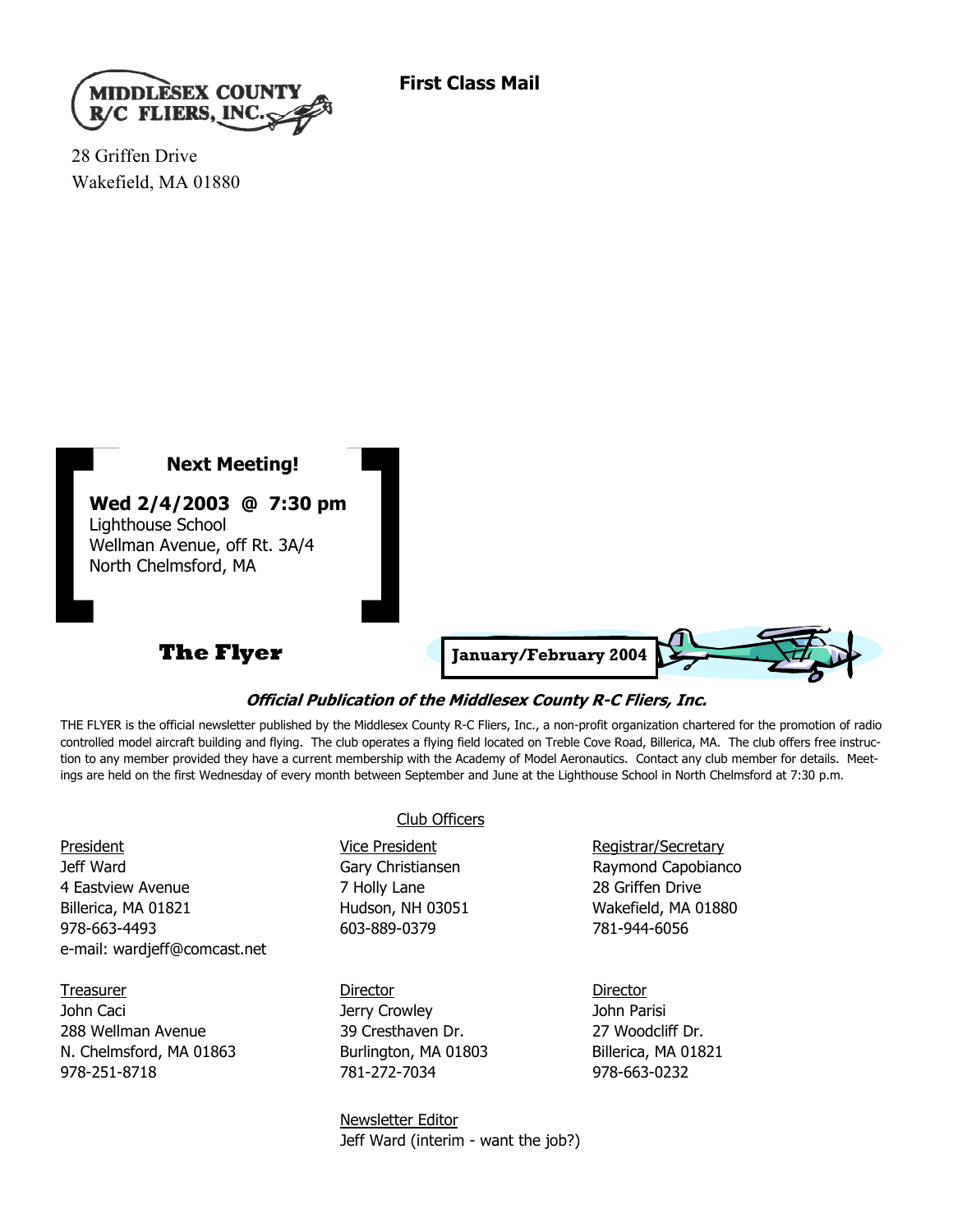MIDDLESEX COUNTY R/C FLIERS, INC.

28 Griffen Drive
Wakefield, MA 01880

**First Class Mail**

**Next Meeting!**

**Wed 2/4/2003 @ 7:30 pm**
Lighthouse School
Wellman Avenue, off Rt. 3A/4
North Chelmsford, MA

# The Flyer

**January/February 2004**

***Official Publication of the Middlesex County R-C Fliers, Inc.***

THE FLYER is the official newsletter published by the Middlesex County R-C Fliers, Inc., a non-profit organization chartered for the promotion of radio controlled model aircraft building and flying. The club operates a flying field located on Treble Cove Road, Billerica, MA. The club offers free instruction to any member provided they have a current membership with the Academy of Model Aeronautics. Contact any club member for details. Meetings are held on the first Wednesday of every month between September and June at the Lighthouse School in North Chelmsford at 7:30 p.m.

## Club Officers

President
Jeff Ward
4 Eastview Avenue
Billerica, MA 01821
978-663-4493
e-mail: wardjeff@comcast.net

Vice President
Gary Christiansen
7 Holly Lane
Hudson, NH 03051
603-889-0379

Registrar/Secretary
Raymond Capobianco
28 Griffen Drive
Wakefield, MA 01880
781-944-6056

Treasurer
John Caci
288 Wellman Avenue
N. Chelmsford, MA 01863
978-251-8718

Director
Jerry Crowley
39 Cresthaven Dr.
Burlington, MA 01803
781-272-7034

Director
John Parisi
27 Woodcliff Dr.
Billerica, MA 01821
978-663-0232

Newsletter Editor
Jeff Ward (interim - want the job?)